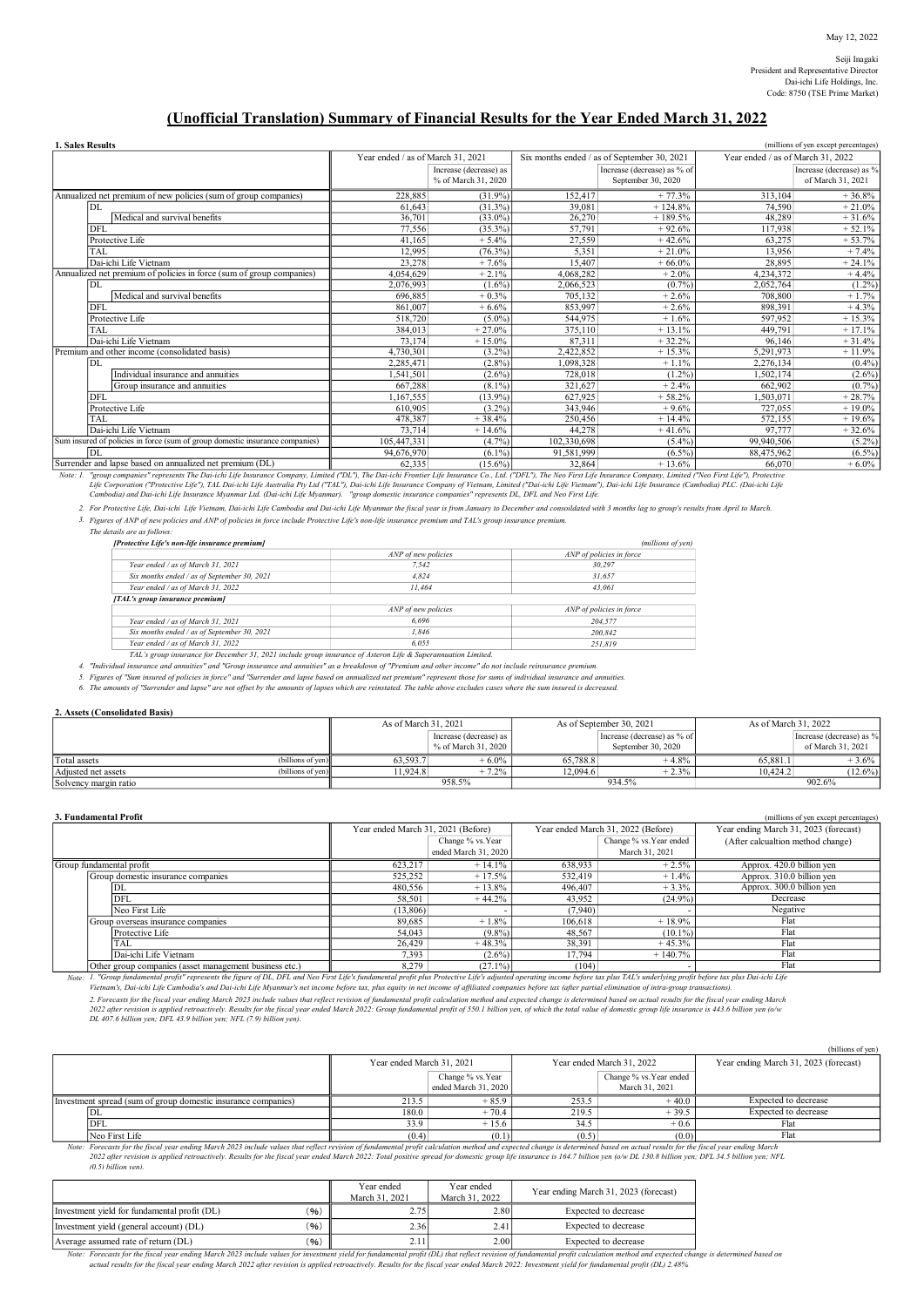May 12, 2022

Seiji Inagaki
President and Representative Director
Dai-ichi Life Holdings, Inc.
Code: 8750 (TSE Prime Market)

# (Unofficial Translation) Summary of Financial Results for the Year Ended March 31, 2022

**1. Sales Results** (millions of yen except percentages)

| | Year ended / as of March 31, 2021 | Increase (decrease) as % of March 31, 2020 | Six months ended / as of September 30, 2021 | Increase (decrease) as % of September 30, 2020 | Year ended / as of March 31, 2022 | Increase (decrease) as % of March 31, 2021 |
|---|---|---|---|---|---|---|
| Annualized net premium of new policies (sum of group companies) | 228,885 | (31.9%) | 152,417 | + 77.3% | 313,104 | + 36.8% |
| DL | 61,643 | (31.3%) | 39,081 | + 124.8% | 74,590 | + 21.0% |
| Medical and survival benefits | 36,701 | (33.0%) | 26,270 | + 189.5% | 48,289 | + 31.6% |
| DFL | 77,556 | (35.3%) | 57,791 | + 92.6% | 117,938 | + 52.1% |
| Protective Life | 41,165 | + 5.4% | 27,559 | + 42.6% | 63,275 | + 53.7% |
| TAL | 12,995 | (76.3%) | 5,351 | + 21.0% | 13,956 | + 7.4% |
| Dai-ichi Life Vietnam | 23,278 | + 7.6% | 15,407 | + 66.0% | 28,895 | + 24.1% |
| Annualized net premium of policies in force (sum of group companies) | 4,054,629 | + 2.1% | 4,068,282 | + 2.0% | 4,234,372 | + 4.4% |
| DL | 2,076,993 | (1.6%) | 2,066,523 | (0.7%) | 2,052,764 | (1.2%) |
| Medical and survival benefits | 696,885 | + 0.3% | 705,132 | + 2.6% | 708,800 | + 1.7% |
| DFL | 861,007 | + 6.6% | 853,997 | + 2.6% | 898,391 | + 4.3% |
| Protective Life | 518,720 | (5.0%) | 544,975 | + 1.6% | 597,952 | + 15.3% |
| TAL | 384,013 | + 27.0% | 375,110 | + 13.1% | 449,791 | + 17.1% |
| Dai-ichi Life Vietnam | 73,174 | + 15.0% | 87,311 | + 32.2% | 96,146 | + 31.4% |
| Premium and other income (consolidated basis) | 4,730,301 | (3.2%) | 2,422,852 | + 15.3% | 5,291,973 | + 11.9% |
| DL | 2,285,471 | (2.8%) | 1,098,328 | + 1.1% | 2,276,134 | (0.4%) |
| Individual insurance and annuities | 1,541,501 | (2.6%) | 728,018 | (1.2%) | 1,502,174 | (2.6%) |
| Group insurance and annuities | 667,288 | (8.1%) | 321,627 | + 2.4% | 662,902 | (0.7%) |
| DFL | 1,167,555 | (13.9%) | 627,925 | + 58.2% | 1,503,071 | + 28.7% |
| Protective Life | 610,905 | (3.2%) | 343,946 | + 9.6% | 727,055 | + 19.0% |
| TAL | 478,387 | + 38.4% | 250,456 | + 14.4% | 572,155 | + 19.6% |
| Dai-ichi Life Vietnam | 73,714 | + 14.6% | 44,278 | + 41.6% | 97,777 | + 32.6% |
| Sum insured of policies in force (sum of group domestic insurance companies) | 105,447,331 | (4.7%) | 102,330,698 | (5.4%) | 99,940,506 | (5.2%) |
| DL | 94,676,970 | (6.1%) | 91,581,999 | (6.5%) | 88,475,962 | (6.5%) |
| Surrender and lapse based on annualized net premium (DL) | 62,335 | (15.6%) | 32,864 | + 13.6% | 66,070 | + 6.0% |

*Note: 1. "group companies" represents The Dai-ichi Life Insurance Company, Limited ("DL"), The Dai-ichi Frontier Life Insurance Co., Ltd. ("DFL"), The Neo First Life Insurance Company, Limited ("Neo First Life"), Protective Life Corporation ("Protective Life"), TAL Dai-ichi Life Australia Pty Ltd ("TAL"), Dai-ichi Life Insurance Company of Vietnam, Limited ("Dai-ichi Life Vietnam"), Dai-ichi Life Insurance (Cambodia) PLC. (Dai-ichi Life Cambodia) and Dai-ichi Life Insurance Myanmar Ltd. (Dai-ichi Life Myanmar). "group domestic insurance companies" represents DL, DFL and Neo First Life.*

*2. For Protective Life, Dai-ichi Life Vietnam, Dai-ichi Life Cambodia and Dai-ichi Life Myanmar the fiscal year is from January to December and consoildated with 3 months lag to group's results from April to March.*

*3. Figures of ANP of new policies and ANP of policies in force include Protective Life's non-life insurance premium and TAL's group insurance premium.*
*The details are as follows:*

***[Protective Life's non-life insurance premium]*** *(millions of yen)*

| | ANP of new policies | ANP of policies in force |
|---|---|---|
| Year ended / as of March 31, 2021 | 7,542 | 30,297 |
| Six months ended / as of September 30, 2021 | 4,824 | 31,657 |
| Year ended / as of March 31, 2022 | 11,464 | 43,061 |

***[TAL's group insurance premium]***

| | ANP of new policies | ANP of policies in force |
|---|---|---|
| Year ended / as of March 31, 2021 | 6,696 | 204,577 |
| Six months ended / as of September 30, 2021 | 1,846 | 200,842 |
| Year ended / as of March 31, 2022 | 6,055 | 251,819 |

*TAL's group insurance for December 31, 2021 include group insurance of Asteron Life & Superannuation Limited.*

*4. "Individual insurance and annuities" and "Group insurance and annuities" as a breakdown of "Premium and other income" do not include reinsurance premium.*

*5. Figures of "Sum insured of policies in force" and "Surrender and lapse based on annualized net premium" represent those for sums of individual insurance and annuities.*

*6. The amounts of "Surrender and lapse" are not offset by the amounts of lapses which are reinstated. The table above excludes cases where the sum insured is decreased.*

**2. Assets (Consolidated Basis)**

| | As of March 31, 2021 | Increase (decrease) as % of March 31, 2020 | As of September 30, 2021 | Increase (decrease) as % of September 30, 2020 | As of March 31, 2022 | Increase (decrease) as % of March 31, 2021 |
|---|---|---|---|---|---|---|
| Total assets (billions of yen) | 63,593.7 | + 6.0% | 65,788.8 | + 4.8% | 65,881.1 | + 3.6% |
| Adjusted net assets (billions of yen) | 11,924.8 | + 7.2% | 12,094.6 | + 2.3% | 10,424.2 | (12.6%) |
| Solvency margin ratio | 958.5% | | 934.5% | | 902.6% | |

**3. Fundamental Profit** (millions of yen except percentages)

| | Year ended March 31, 2021 (Before) | Change % vs. Year ended March 31, 2020 | Year ended March 31, 2022 (Before) | Change % vs. Year ended March 31, 2021 | Year ending March 31, 2023 (forecast) (After calcualtion method change) |
|---|---|---|---|---|---|
| Group fundamental profit | 623,217 | + 14.1% | 638,933 | + 2.5% | Approx. 420.0 billion yen |
| Group domestic insurance companies | 525,252 | + 17.5% | 532,419 | + 1.4% | Approx. 310.0 billion yen |
| DL | 480,556 | + 13.8% | 496,407 | + 3.3% | Approx. 300.0 billion yen |
| DFL | 58,501 | + 44.2% | 43,952 | (24.9%) | Decrease |
| Neo First Life | (13,806) | - | (7,940) | - | Negative |
| Group overseas insurance companies | 89,685 | + 1.8% | 106,618 | + 18.9% | Flat |
| Protective Life | 54,043 | (9.8%) | 48,567 | (10.1%) | Flat |
| TAL | 26,429 | + 48.3% | 38,391 | + 45.3% | Flat |
| Dai-ichi Life Vietnam | 7,393 | (2.6%) | 17,794 | + 140.7% | Flat |
| Other group companies (asset management business etc.) | 8,279 | (27.1%) | (104) | - | Flat |

*Note: 1. "Group fundamental profit" represents the figure of DL, DFL and Neo First Life's fundamental profit plus Protective Life's adjusted operating income before tax plus TAL's underlying profit before tax plus Dai-ichi Life Vietnam's, Dai-ichi Life Cambodia's and Dai-ichi Life Myanmar's net income before tax, plus equity in net income of affiliated companies before tax (after partial elimination of intra-group transactions).*

*2. Forecasts for the fiscal year ending March 2023 include values that reflect revision of fundamental profit calculation method and expected change is determined based on actual results for the fiscal year ending March 2022 after revision is applied retroactively. Results for the fiscal year ended March 2022: Group fundamental profit of 550.1 billion yen, of which the total value of domestic group life insurance is 443.6 billion yen (o/w DL 407.6 billion yen; DFL 43.9 billion yen; NFL (7.9) billion yen).*

(billions of yen)

| | Year ended March 31, 2021 | Change % vs. Year ended March 31, 2020 | Year ended March 31, 2022 | Change % vs. Year ended March 31, 2021 | Year ending March 31, 2023 (forecast) |
|---|---|---|---|---|---|
| Investment spread (sum of group domestic insurance companies) | 213.5 | + 85.9 | 253.5 | + 40.0 | Expected to decrease |
| DL | 180.0 | + 70.4 | 219.5 | + 39.5 | Expected to decrease |
| DFL | 33.9 | + 15.6 | 34.5 | + 0.6 | Flat |
| Neo First Life | (0.4) | (0.1) | (0.5) | (0.0) | Flat |

*Note: Forecasts for the fiscal year ending March 2023 include values that reflect revision of fundamental profit calculation method and expected change is determined based on actual results for the fiscal year ending March 2022 after revision is applied retroactively. Results for the fiscal year ended March 2022: Total positive spread for domestic group life insurance is 164.7 billion yen (o/w DL 130.8 billion yen; DFL 34.5 billion yen; NFL (0.5) billion yen).*

| | | Year ended March 31, 2021 | Year ended March 31, 2022 | Year ending March 31, 2023 (forecast) |
|---|---|---|---|---|
| Investment yield for fundamental profit (DL) | (%) | 2.75 | 2.80 | Expected to decrease |
| Investment yield (general account) (DL) | (%) | 2.36 | 2.41 | Expected to decrease |
| Average assumed rate of return (DL) | (%) | 2.11 | 2.00 | Expected to decrease |

*Note: Forecasts for the fiscal year ending March 2023 include values for investment yield for fundamental profit (DL) that reflect revision of fundamental profit calculation method and expected change is determined based on actual results for the fiscal year ending March 2022 after revision is applied retroactively. Results for the fiscal year ended March 2022: Investment yield for fundamental profit (DL) 2.48%*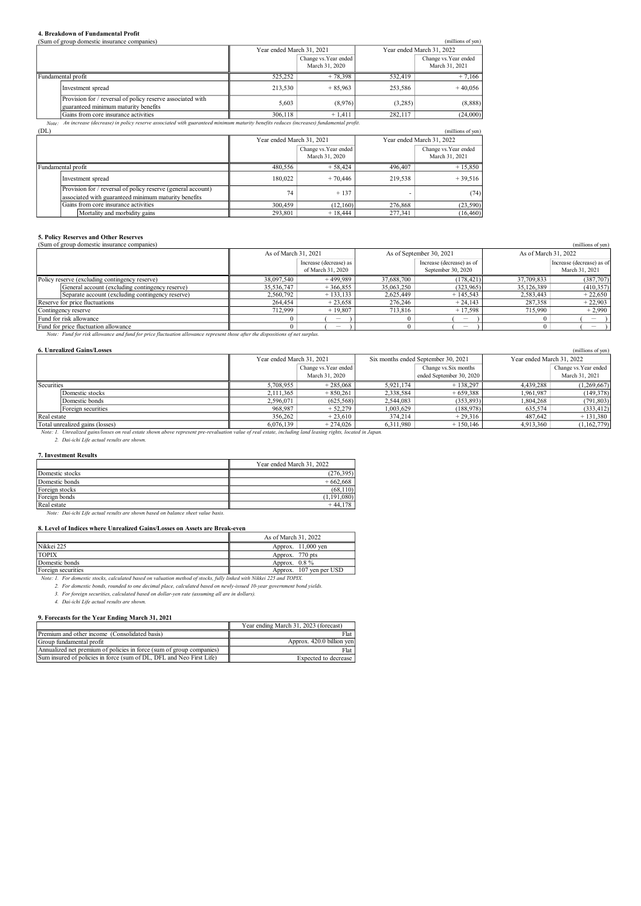### 4. Breakdown of Fundamental Profit

(Sum of group domestic insurance companies) (millions of yen)

| | Year ended March 31, 2021 | | Year ended March 31, 2022 | |
|---|---|---|---|---|
| | | Change vs. Year ended March 31, 2020 | | Change vs. Year ended March 31, 2021 |
| Fundamental profit | 525,252 | + 78,398 | 532,419 | + 7,166 |
| Investment spread | 213,530 | + 85,963 | 253,586 | + 40,056 |
| Provision for / reversal of policy reserve associated with guaranteed minimum maturity benefits | 5,603 | (8,976) | (3,285) | (8,888) |
| Gains from core insurance activities | 306,118 | + 1,411 | 282,117 | (24,000) |

*Note: An increase (decrease) in policy reserve associated with guaranteed minimum maturity benefits reduces (increases) fundamental profit.*

(DL) (millions of yen)

| | Year ended March 31, 2021 | | Year ended March 31, 2022 | |
|---|---|---|---|---|
| | | Change vs. Year ended March 31, 2020 | | Change vs. Year ended March 31, 2021 |
| Fundamental profit | 480,556 | + 58,424 | 496,407 | + 15,850 |
| Investment spread | 180,022 | + 70,446 | 219,538 | + 39,516 |
| Provision for / reversal of policy reserve (general account) associated with guaranteed minimum maturity benefits | 74 | + 137 | - | (74) |
| Gains from core insurance activities | 300,459 | (12,160) | 276,868 | (23,590) |
| Mortality and morbidity gains | 293,801 | + 18,444 | 277,341 | (16,460) |

### 5. Policy Reserves and Other Reserves

(Sum of group domestic insurance companies) (millions of yen)

| | As of March 31, 2021 | | As of September 30, 2021 | | As of March 31, 2022 | |
|---|---|---|---|---|---|---|
| | | Increase (decrease) as of March 31, 2020 | | Increase (decrease) as of September 30, 2020 | | Increase (decrease) as of March 31, 2021 |
| Policy reserve (excluding contingency reserve) | 38,097,540 | + 499,989 | 37,688,700 | (178,421) | 37,709,833 | (387,707) |
| General account (excluding contingency reserve) | 35,536,747 | + 366,855 | 35,063,250 | (323,965) | 35,126,389 | (410,357) |
| Separate account (excluding contingency reserve) | 2,560,792 | + 133,133 | 2,625,449 | + 145,543 | 2,583,443 | + 22,650 |
| Reserve for price fluctuations | 264,454 | + 23,658 | 276,246 | + 24,143 | 287,358 | + 22,903 |
| Contingency reserve | 712,999 | + 19,807 | 713,816 | + 17,598 | 715,990 | + 2,990 |
| Fund for risk allowance | 0 | ( － ) | 0 | ( － ) | 0 | ( － ) |
| Fund for price fluctuation allowance | 0 | ( － ) | 0 | ( － ) | 0 | ( － ) |

*Note: Fund for risk allowance and fund for price fluctuation allowance represent those after the dispositions of net surplus.*

### 6. Unrealized Gains/Losses

(millions of yen)

| | Year ended March 31, 2021 | | Six months ended September 30, 2021 | | Year ended March 31, 2022 | |
|---|---|---|---|---|---|---|
| | | Change vs. Year ended March 31, 2020 | | Change vs. Six months ended September 30, 2020 | | Change vs. Year ended March 31, 2021 |
| Securities | 5,708,955 | + 285,068 | 5,921,174 | + 138,297 | 4,439,288 | (1,269,667) |
| Domestic stocks | 2,111,365 | + 850,261 | 2,338,584 | + 659,388 | 1,961,987 | (149,378) |
| Domestic bonds | 2,596,071 | (625,568) | 2,544,083 | (353,893) | 1,804,268 | (791,803) |
| Foreign securities | 968,987 | + 52,279 | 1,003,629 | (188,978) | 635,574 | (333,412) |
| Real estate | 356,262 | + 23,610 | 374,214 | + 29,316 | 487,642 | + 131,380 |
| Total unrealized gains (losses) | 6,076,139 | + 274,026 | 6,311,980 | + 150,146 | 4,913,360 | (1,162,779) |

*Note: 1. Unrealized gains/losses on real estate shown above represent pre-revaluation value of real estate, including land leasing rights, located in Japan.*

*2. Dai-ichi Life actual results are shown.*

### 7. Investment Results

| | Year ended March 31, 2022 |
|---|---|
| Domestic stocks | (276,395) |
| Domestic bonds | + 662,668 |
| Foreign stocks | (68,110) |
| Foreign bonds | (1,191,080) |
| Real estate | + 44,178 |

*Note: Dai-ichi Life actual results are shown based on balance sheet value basis.*

### 8. Level of Indices where Unrealized Gains/Losses on Assets are Break-even

| | As of March 31, 2022 |
|---|---|
| Nikkei 225 | Approx. 11,000 yen |
| TOPIX | Approx. 770 pts |
| Domestic bonds | Approx. 0.8 % |
| Foreign securities | Approx. 107 yen per USD |

*Note: 1. For domestic stocks, calculated based on valuation method of stocks, fully linked with Nikkei 225 and TOPIX.*

*2. For domestic bonds, rounded to one decimal place, calculated based on newly-issued 10-year government bond yields.*

*3. For foreign securities, calculated based on dollar-yen rate (assuming all are in dollars).*

*4. Dai-ichi Life actual results are shown.*

### 9. Forecasts for the Year Ending March 31, 2021

| | Year ending March 31, 2023 (forecast) |
|---|---|
| Premium and other income (Consolidated basis) | Flat |
| Group fundamental profit | Approx. 420.0 billion yen |
| Annualized net premium of policies in force (sum of group companies) | Flat |
| Sum insured of policies in force (sum of DL, DFL and Neo First Life) | Expected to decrease |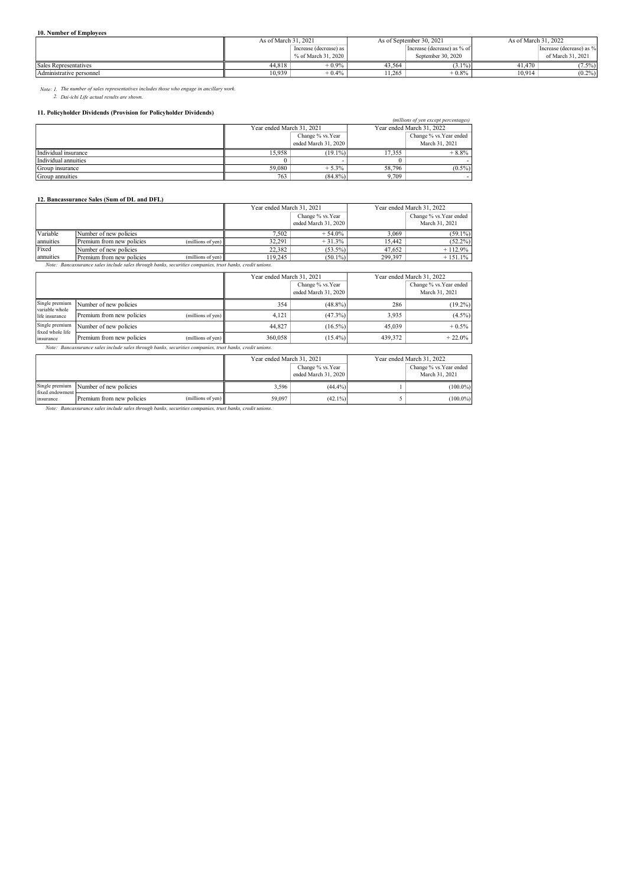### 10. Number of Employees

| | As of March 31, 2021 | | As of September 30, 2021 | | As of March 31, 2022 | |
|---|---|---|---|---|---|---|
| | | Increase (decrease) as % of March 31, 2020 | | Increase (decrease) as % of September 30, 2020 | | Increase (decrease) as % of March 31, 2021 |
| Sales Representatives | 44,818 | + 0.9% | 43,564 | (3.1%) | 41,470 | (7.5%) |
| Administrative personnel | 10,939 | + 0.4% | 11,265 | + 0.8% | 10,914 | (0.2%) |

*Note: 1. The number of sales representatives includes those who engage in ancillary work.*
*2. Dai-ichi Life actual results are shown.*

### 11. Policyholder Dividends (Provision for Policyholder Dividends)

*(millions of yen except percentages)*

| | Year ended March 31, 2021 | | Year ended March 31, 2022 | |
|---|---|---|---|---|
| | | Change % vs. Year ended March 31, 2020 | | Change % vs. Year ended March 31, 2021 |
| Individual insurance | 15,958 | (19.1%) | 17,355 | + 8.8% |
| Individual annuities | 0 | - | 0 | - |
| Group insurance | 59,080 | + 5.3% | 58,796 | (0.5%) |
| Group annuities | 763 | (84.8%) | 9,709 | - |

### 12. Bancassurance Sales (Sum of DL and DFL)

| | | | Year ended March 31, 2021 | | Year ended March 31, 2022 | |
|---|---|---|---|---|---|---|
| | | | | Change % vs. Year ended March 31, 2020 | | Change % vs. Year ended March 31, 2021 |
| Variable annuities | Number of new policies | | 7,502 | + 54.0% | 3,069 | (59.1%) |
| | Premium from new policies | (millions of yen) | 32,291 | + 31.3% | 15,442 | (52.2%) |
| Fixed annuities | Number of new policies | | 22,382 | (53.5%) | 47,652 | + 112.9% |
| | Premium from new policies | (millions of yen) | 119,245 | (50.1%) | 299,397 | + 151.1% |

*Note: Bancassurance sales include sales through banks, securities companies, trust banks, credit unions.*

| | | | Year ended March 31, 2021 | | Year ended March 31, 2022 | |
|---|---|---|---|---|---|---|
| | | | | Change % vs. Year ended March 31, 2020 | | Change % vs. Year ended March 31, 2021 |
| Single premium variable whole life insurance | Number of new policies | | 354 | (48.8%) | 286 | (19.2%) |
| | Premium from new policies | (millions of yen) | 4,121 | (47.3%) | 3,935 | (4.5%) |
| Single premium fixed whole life insurance | Number of new policies | | 44,827 | (16.5%) | 45,039 | + 0.5% |
| | Premium from new policies | (millions of yen) | 360,058 | (15.4%) | 439,372 | + 22.0% |

*Note: Bancassurance sales include sales through banks, securities companies, trust banks, credit unions.*

| | | | Year ended March 31, 2021 | | Year ended March 31, 2022 | |
|---|---|---|---|---|---|---|
| | | | | Change % vs. Year ended March 31, 2020 | | Change % vs. Year ended March 31, 2021 |
| Single premium fixed endowment insurance | Number of new policies | | 3,596 | (44.4%) | 1 | (100.0%) |
| | Premium from new policies | (millions of yen) | 59,097 | (42.1%) | 5 | (100.0%) |

*Note: Bancassurance sales include sales through banks, securities companies, trust banks, credit unions.*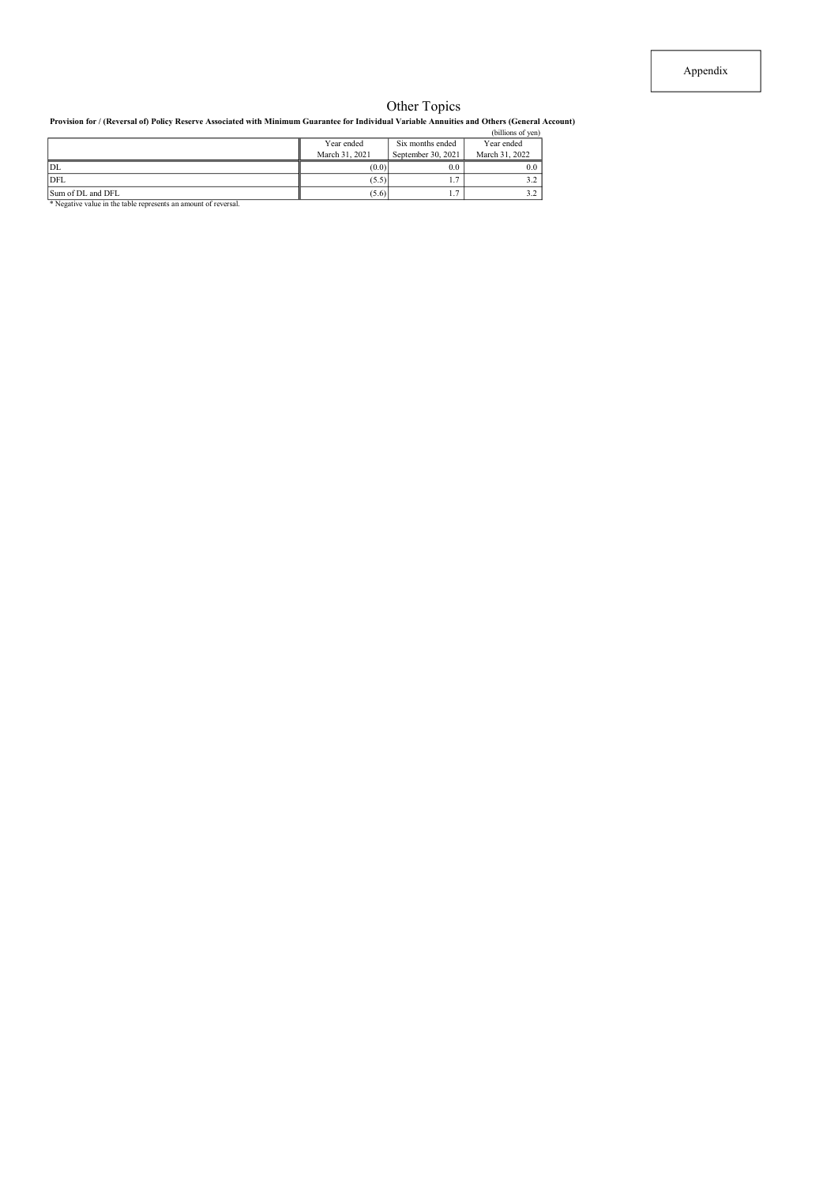Appendix

# Other Topics

**Provision for / (Reversal of) Policy Reserve Associated with Minimum Guarantee for Individual Variable Annuities and Others (General Account)**

(billions of yen)

| | Year ended March 31, 2021 | Six months ended September 30, 2021 | Year ended March 31, 2022 |
|---|---|---|---|
| DL | (0.0) | 0.0 | 0.0 |
| DFL | (5.5) | 1.7 | 3.2 |
| Sum of DL and DFL | (5.6) | 1.7 | 3.2 |

* Negative value in the table represents an amount of reversal.